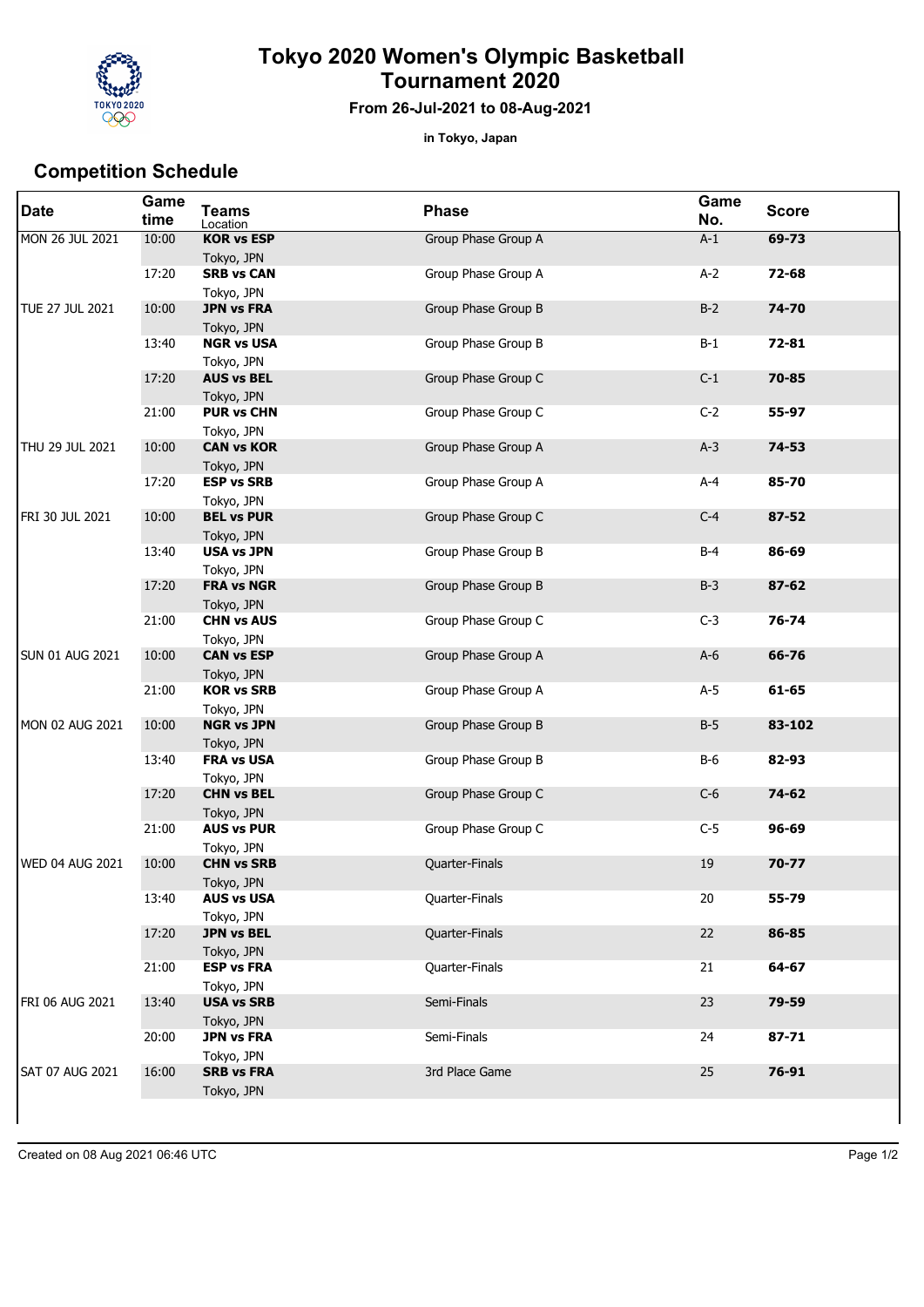# Tokyo 2020 Women's Olympic Basketball Tournament 2020

**From 26-Jul-2021 to 08-Aug-2021**

**in Tokyo, Japan**

## Competition Schedule

| Date | Game time | Teams / Location | Phase | Game No. | Score |
|---|---|---|---|---|---|
| MON 26 JUL 2021 | 10:00 | **KOR vs ESP** Tokyo, JPN | Group Phase Group A | A-1 | **69-73** |
| | 17:20 | **SRB vs CAN** Tokyo, JPN | Group Phase Group A | A-2 | **72-68** |
| TUE 27 JUL 2021 | 10:00 | **JPN vs FRA** Tokyo, JPN | Group Phase Group B | B-2 | **74-70** |
| | 13:40 | **NGR vs USA** Tokyo, JPN | Group Phase Group B | B-1 | **72-81** |
| | 17:20 | **AUS vs BEL** Tokyo, JPN | Group Phase Group C | C-1 | **70-85** |
| | 21:00 | **PUR vs CHN** Tokyo, JPN | Group Phase Group C | C-2 | **55-97** |
| THU 29 JUL 2021 | 10:00 | **CAN vs KOR** Tokyo, JPN | Group Phase Group A | A-3 | **74-53** |
| | 17:20 | **ESP vs SRB** Tokyo, JPN | Group Phase Group A | A-4 | **85-70** |
| FRI 30 JUL 2021 | 10:00 | **BEL vs PUR** Tokyo, JPN | Group Phase Group C | C-4 | **87-52** |
| | 13:40 | **USA vs JPN** Tokyo, JPN | Group Phase Group B | B-4 | **86-69** |
| | 17:20 | **FRA vs NGR** Tokyo, JPN | Group Phase Group B | B-3 | **87-62** |
| | 21:00 | **CHN vs AUS** Tokyo, JPN | Group Phase Group C | C-3 | **76-74** |
| SUN 01 AUG 2021 | 10:00 | **CAN vs ESP** Tokyo, JPN | Group Phase Group A | A-6 | **66-76** |
| | 21:00 | **KOR vs SRB** Tokyo, JPN | Group Phase Group A | A-5 | **61-65** |
| MON 02 AUG 2021 | 10:00 | **NGR vs JPN** Tokyo, JPN | Group Phase Group B | B-5 | **83-102** |
| | 13:40 | **FRA vs USA** Tokyo, JPN | Group Phase Group B | B-6 | **82-93** |
| | 17:20 | **CHN vs BEL** Tokyo, JPN | Group Phase Group C | C-6 | **74-62** |
| | 21:00 | **AUS vs PUR** Tokyo, JPN | Group Phase Group C | C-5 | **96-69** |
| WED 04 AUG 2021 | 10:00 | **CHN vs SRB** Tokyo, JPN | Quarter-Finals | 19 | **70-77** |
| | 13:40 | **AUS vs USA** Tokyo, JPN | Quarter-Finals | 20 | **55-79** |
| | 17:20 | **JPN vs BEL** Tokyo, JPN | Quarter-Finals | 22 | **86-85** |
| | 21:00 | **ESP vs FRA** Tokyo, JPN | Quarter-Finals | 21 | **64-67** |
| FRI 06 AUG 2021 | 13:40 | **USA vs SRB** Tokyo, JPN | Semi-Finals | 23 | **79-59** |
| | 20:00 | **JPN vs FRA** Tokyo, JPN | Semi-Finals | 24 | **87-71** |
| SAT 07 AUG 2021 | 16:00 | **SRB vs FRA** Tokyo, JPN | 3rd Place Game | 25 | **76-91** |

Created on 08 Aug 2021 06:46 UTC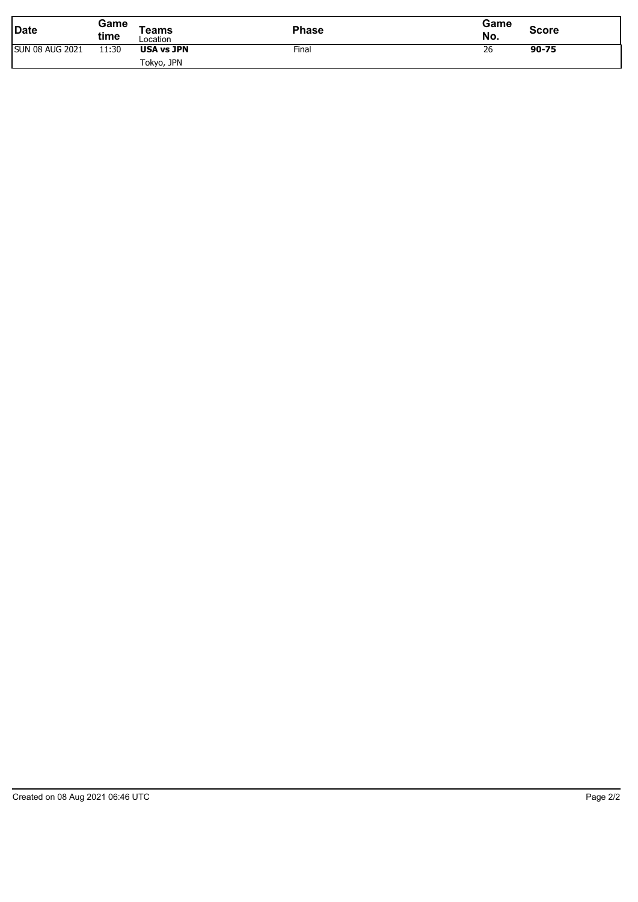| Date | Game time | Teams<br>Location | Phase | Game No. | Score |
|---|---|---|---|---|---|
| SUN 08 AUG 2021 | 11:30 | **USA vs JPN**<br>Tokyo, JPN | Final | 26 | **90-75** |

Created on 08 Aug 2021 06:46 UTC